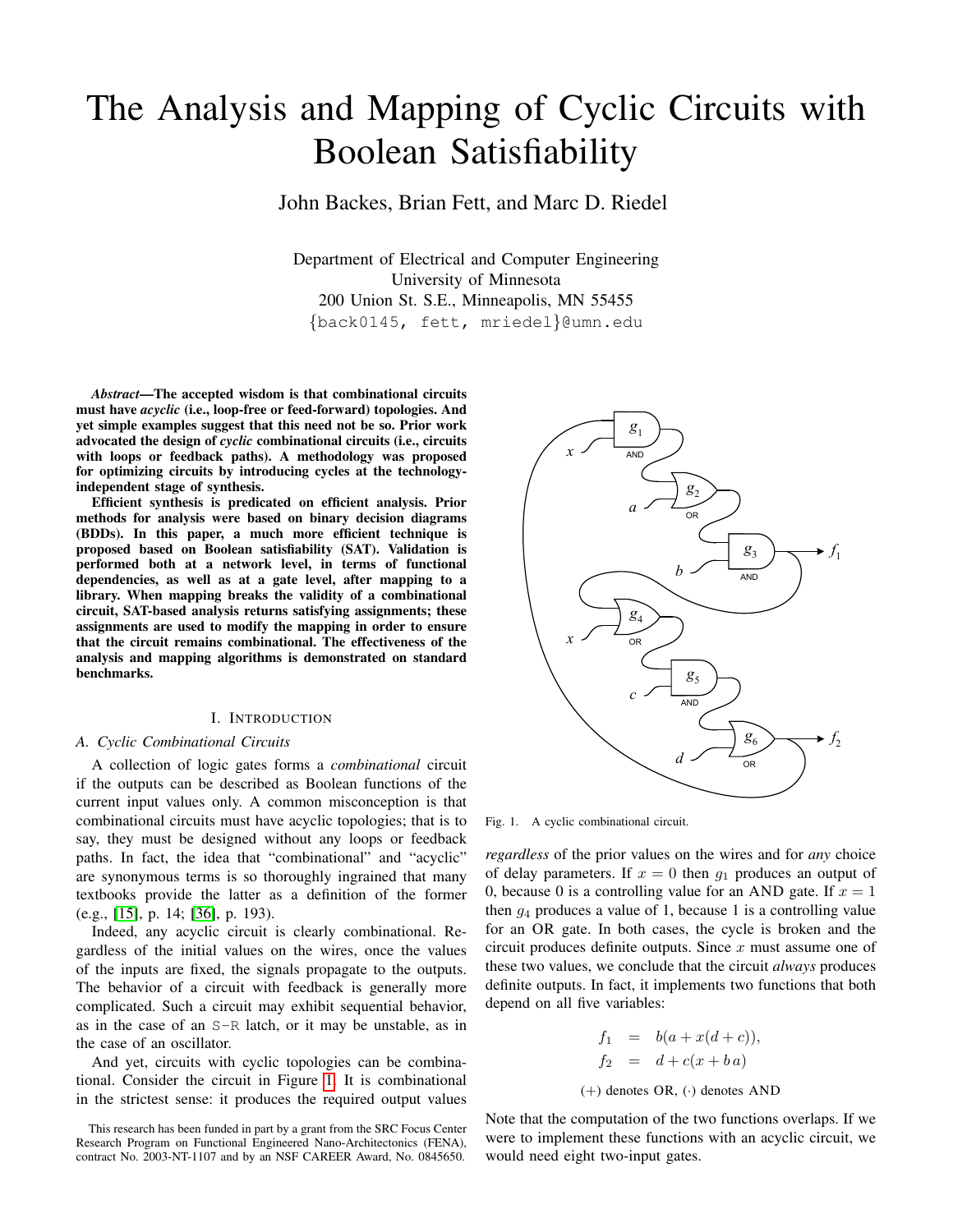# The Analysis and Mapping of Cyclic Circuits with Boolean Satisfiability

John Backes, Brian Fett, and Marc D. Riedel

Department of Electrical and Computer Engineering
University of Minnesota
200 Union St. S.E., Minneapolis, MN 55455
{back0145, fett, mriedel}@umn.edu

***Abstract*—The accepted wisdom is that combinational circuits must have *acyclic* (i.e., loop-free or feed-forward) topologies. And yet simple examples suggest that this need not be so. Prior work advocated the design of *cyclic* combinational circuits (i.e., circuits with loops or feedback paths). A methodology was proposed for optimizing circuits by introducing cycles at the technology-independent stage of synthesis.**

**Efficient synthesis is predicated on efficient analysis. Prior methods for analysis were based on binary decision diagrams (BDDs). In this paper, a much more efficient technique is proposed based on Boolean satisfiability (SAT). Validation is performed both at a network level, in terms of functional dependencies, as well as at a gate level, after mapping to a library. When mapping breaks the validity of a combinational circuit, SAT-based analysis returns satisfying assignments; these assignments are used to modify the mapping in order to ensure that the circuit remains combinational. The effectiveness of the analysis and mapping algorithms is demonstrated on standard benchmarks.**

## I. Introduction

### A. Cyclic Combinational Circuits

A collection of logic gates forms a *combinational* circuit if the outputs can be described as Boolean functions of the current input values only. A common misconception is that combinational circuits must have acyclic topologies; that is to say, they must be designed without any loops or feedback paths. In fact, the idea that "combinational" and "acyclic" are synonymous terms is so thoroughly ingrained that many textbooks provide the latter as a definition of the former (e.g., [15], p. 14; [36], p. 193).

Indeed, any acyclic circuit is clearly combinational. Regardless of the initial values on the wires, once the values of the inputs are fixed, the signals propagate to the outputs. The behavior of a circuit with feedback is generally more complicated. Such a circuit may exhibit sequential behavior, as in the case of an `S-R` latch, or it may be unstable, as in the case of an oscillator.

And yet, circuits with cyclic topologies can be combinational. Consider the circuit in Figure 1. It is combinational in the strictest sense: it produces the required output values *regardless* of the prior values on the wires and for *any* choice of delay parameters. If $x = 0$ then $g_1$ produces an output of 0, because 0 is a controlling value for an AND gate. If $x = 1$ then $g_4$ produces a value of 1, because 1 is a controlling value for an OR gate. In both cases, the cycle is broken and the circuit produces definite outputs. Since $x$ must assume one of these two values, we conclude that the circuit *always* produces definite outputs. In fact, it implements two functions that both depend on all five variables:

Fig. 1. A cyclic combinational circuit.

$$
\begin{aligned}
f_1 &= b(a + x(d + c)), \\
f_2 &= d + c(x + b\,a)
\end{aligned}
$$

$(+)$ denotes OR, $(\cdot)$ denotes AND

Note that the computation of the two functions overlaps. If we were to implement these functions with an acyclic circuit, we would need eight two-input gates.

This research has been funded in part by a grant from the SRC Focus Center Research Program on Functional Engineered Nano-Architectonics (FENA), contract No. 2003-NT-1107 and by an NSF CAREER Award, No. 0845650.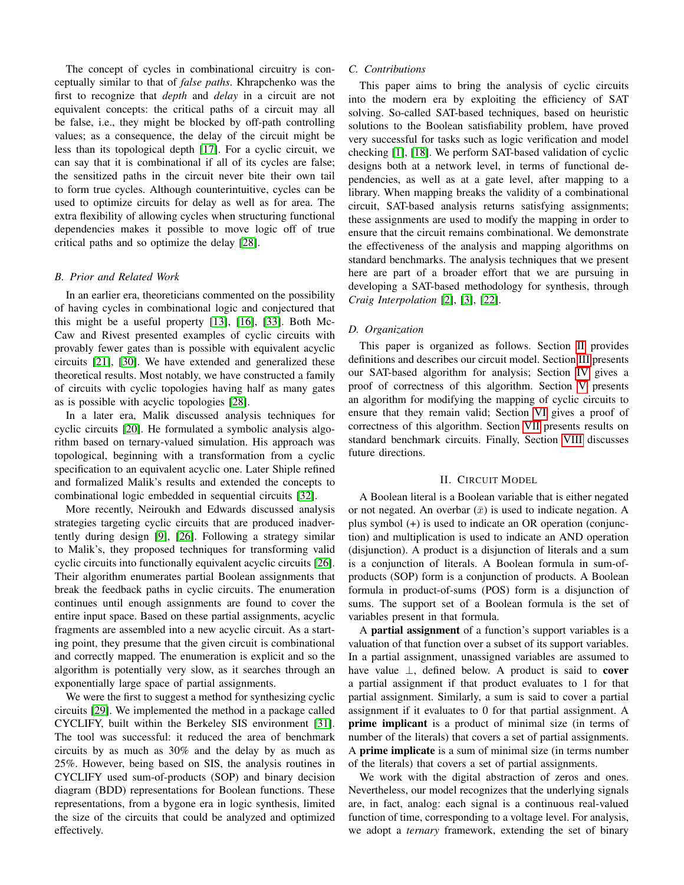The concept of cycles in combinational circuitry is conceptually similar to that of *false paths*. Khrapchenko was the first to recognize that *depth* and *delay* in a circuit are not equivalent concepts: the critical paths of a circuit may all be false, i.e., they might be blocked by off-path controlling values; as a consequence, the delay of the circuit might be less than its topological depth [17]. For a cyclic circuit, we can say that it is combinational if all of its cycles are false; the sensitized paths in the circuit never bite their own tail to form true cycles. Although counterintuitive, cycles can be used to optimize circuits for delay as well as for area. The extra flexibility of allowing cycles when structuring functional dependencies makes it possible to move logic off of true critical paths and so optimize the delay [28].

### B. Prior and Related Work

In an earlier era, theoreticians commented on the possibility of having cycles in combinational logic and conjectured that this might be a useful property [13], [16], [33]. Both McCaw and Rivest presented examples of cyclic circuits with provably fewer gates than is possible with equivalent acyclic circuits [21], [30]. We have extended and generalized these theoretical results. Most notably, we have constructed a family of circuits with cyclic topologies having half as many gates as is possible with acyclic topologies [28].

In a later era, Malik discussed analysis techniques for cyclic circuits [20]. He formulated a symbolic analysis algorithm based on ternary-valued simulation. His approach was topological, beginning with a transformation from a cyclic specification to an equivalent acyclic one. Later Shiple refined and formalized Malik's results and extended the concepts to combinational logic embedded in sequential circuits [32].

More recently, Neiroukh and Edwards discussed analysis strategies targeting cyclic circuits that are produced inadvertently during design [9], [26]. Following a strategy similar to Malik's, they proposed techniques for transforming valid cyclic circuits into functionally equivalent acyclic circuits [26]. Their algorithm enumerates partial Boolean assignments that break the feedback paths in cyclic circuits. The enumeration continues until enough assignments are found to cover the entire input space. Based on these partial assignments, acyclic fragments are assembled into a new acyclic circuit. As a starting point, they presume that the given circuit is combinational and correctly mapped. The enumeration is explicit and so the algorithm is potentially very slow, as it searches through an exponentially large space of partial assignments.

We were the first to suggest a method for synthesizing cyclic circuits [29]. We implemented the method in a package called CYCLIFY, built within the Berkeley SIS environment [31]. The tool was successful: it reduced the area of benchmark circuits by as much as 30% and the delay by as much as 25%. However, being based on SIS, the analysis routines in CYCLIFY used sum-of-products (SOP) and binary decision diagram (BDD) representations for Boolean functions. These representations, from a bygone era in logic synthesis, limited the size of the circuits that could be analyzed and optimized effectively.

### C. Contributions

This paper aims to bring the analysis of cyclic circuits into the modern era by exploiting the efficiency of SAT solving. So-called SAT-based techniques, based on heuristic solutions to the Boolean satisfiability problem, have proved very successful for tasks such as logic verification and model checking [1], [18]. We perform SAT-based validation of cyclic designs both at a network level, in terms of functional dependencies, as well as at a gate level, after mapping to a library. When mapping breaks the validity of a combinational circuit, SAT-based analysis returns satisfying assignments; these assignments are used to modify the mapping in order to ensure that the circuit remains combinational. We demonstrate the effectiveness of the analysis and mapping algorithms on standard benchmarks. The analysis techniques that we present here are part of a broader effort that we are pursuing in developing a SAT-based methodology for synthesis, through *Craig Interpolation* [2], [3], [22].

### D. Organization

This paper is organized as follows. Section II provides definitions and describes our circuit model. Section III presents our SAT-based algorithm for analysis; Section IV gives a proof of correctness of this algorithm. Section V presents an algorithm for modifying the mapping of cyclic circuits to ensure that they remain valid; Section VI gives a proof of correctness of this algorithm. Section VII presents results on standard benchmark circuits. Finally, Section VIII discusses future directions.

## II. Circuit Model

A Boolean literal is a Boolean variable that is either negated or not negated. An overbar ($\bar{x}$) is used to indicate negation. A plus symbol (+) is used to indicate an OR operation (conjunction) and multiplication is used to indicate an AND operation (disjunction). A product is a disjunction of literals and a sum is a conjunction of literals. A Boolean formula in sum-of-products (SOP) form is a conjunction of products. A Boolean formula in product-of-sums (POS) form is a disjunction of sums. The support set of a Boolean formula is the set of variables present in that formula.

A **partial assignment** of a function's support variables is a valuation of that function over a subset of its support variables. In a partial assignment, unassigned variables are assumed to have value $\perp$, defined below. A product is said to **cover** a partial assignment if that product evaluates to 1 for that partial assignment. Similarly, a sum is said to cover a partial assignment if it evaluates to 0 for that partial assignment. A **prime implicant** is a product of minimal size (in terms of number of the literals) that covers a set of partial assignments. A **prime implicate** is a sum of minimal size (in terms number of the literals) that covers a set of partial assignments.

We work with the digital abstraction of zeros and ones. Nevertheless, our model recognizes that the underlying signals are, in fact, analog: each signal is a continuous real-valued function of time, corresponding to a voltage level. For analysis, we adopt a *ternary* framework, extending the set of binary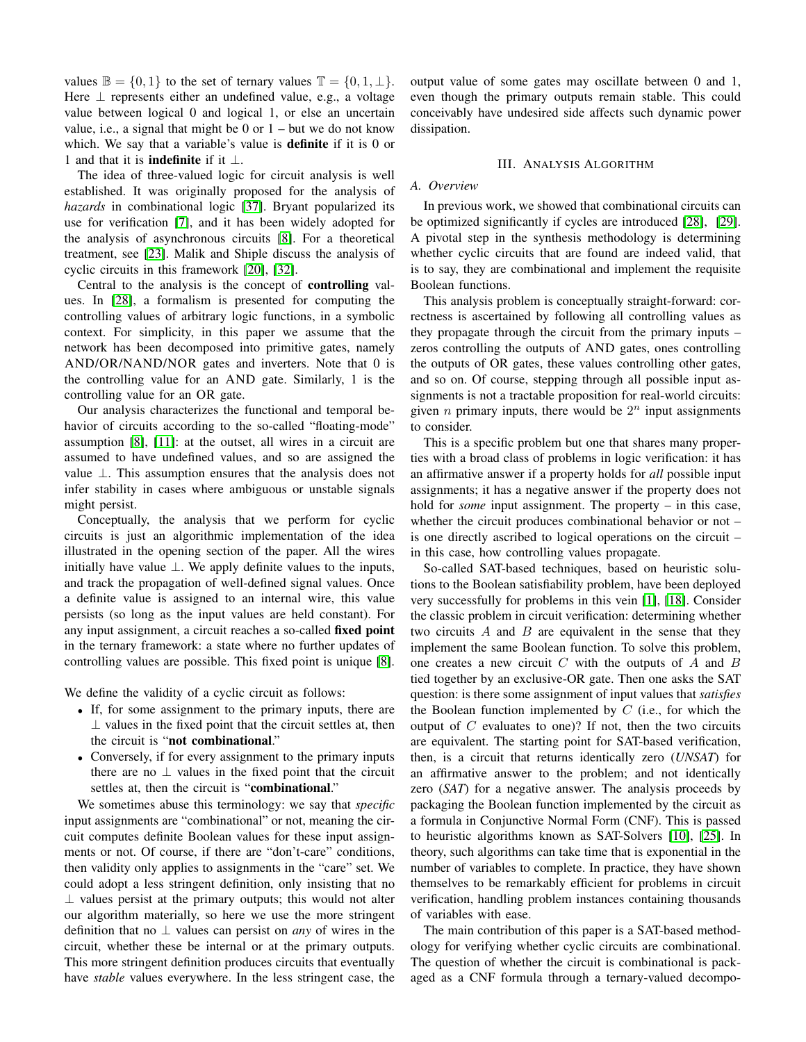values $\mathbb{B} = \{0, 1\}$ to the set of ternary values $\mathbb{T} = \{0, 1, \perp\}$. Here $\perp$ represents either an undefined value, e.g., a voltage value between logical 0 and logical 1, or else an uncertain value, i.e., a signal that might be 0 or 1 – but we do not know which. We say that a variable's value is **definite** if it is 0 or 1 and that it is **indefinite** if it $\perp$.

The idea of three-valued logic for circuit analysis is well established. It was originally proposed for the analysis of *hazards* in combinational logic [37]. Bryant popularized its use for verification [7], and it has been widely adopted for the analysis of asynchronous circuits [8]. For a theoretical treatment, see [23]. Malik and Shiple discuss the analysis of cyclic circuits in this framework [20], [32].

Central to the analysis is the concept of **controlling** values. In [28], a formalism is presented for computing the controlling values of arbitrary logic functions, in a symbolic context. For simplicity, in this paper we assume that the network has been decomposed into primitive gates, namely AND/OR/NAND/NOR gates and inverters. Note that 0 is the controlling value for an AND gate. Similarly, 1 is the controlling value for an OR gate.

Our analysis characterizes the functional and temporal behavior of circuits according to the so-called "floating-mode" assumption [8], [11]: at the outset, all wires in a circuit are assumed to have undefined values, and so are assigned the value $\perp$. This assumption ensures that the analysis does not infer stability in cases where ambiguous or unstable signals might persist.

Conceptually, the analysis that we perform for cyclic circuits is just an algorithmic implementation of the idea illustrated in the opening section of the paper. All the wires initially have value $\perp$. We apply definite values to the inputs, and track the propagation of well-defined signal values. Once a definite value is assigned to an internal wire, this value persists (so long as the input values are held constant). For any input assignment, a circuit reaches a so-called **fixed point** in the ternary framework: a state where no further updates of controlling values are possible. This fixed point is unique [8].

We define the validity of a cyclic circuit as follows:

- If, for some assignment to the primary inputs, there are $\perp$ values in the fixed point that the circuit settles at, then the circuit is "**not combinational**."
- Conversely, if for every assignment to the primary inputs there are no $\perp$ values in the fixed point that the circuit settles at, then the circuit is "**combinational**."

We sometimes abuse this terminology: we say that *specific* input assignments are "combinational" or not, meaning the circuit computes definite Boolean values for these input assignments or not. Of course, if there are "don't-care" conditions, then validity only applies to assignments in the "care" set. We could adopt a less stringent definition, only insisting that no $\perp$ values persist at the primary outputs; this would not alter our algorithm materially, so here we use the more stringent definition that no $\perp$ values can persist on *any* of wires in the circuit, whether these be internal or at the primary outputs. This more stringent definition produces circuits that eventually have *stable* values everywhere. In the less stringent case, the output value of some gates may oscillate between 0 and 1, even though the primary outputs remain stable. This could conceivably have undesired side affects such dynamic power dissipation.

## III. Analysis Algorithm

### A. Overview

In previous work, we showed that combinational circuits can be optimized significantly if cycles are introduced [28], [29]. A pivotal step in the synthesis methodology is determining whether cyclic circuits that are found are indeed valid, that is to say, they are combinational and implement the requisite Boolean functions.

This analysis problem is conceptually straight-forward: correctness is ascertained by following all controlling values as they propagate through the circuit from the primary inputs – zeros controlling the outputs of AND gates, ones controlling the outputs of OR gates, these values controlling other gates, and so on. Of course, stepping through all possible input assignments is not a tractable proposition for real-world circuits: given $n$ primary inputs, there would be $2^n$ input assignments to consider.

This is a specific problem but one that shares many properties with a broad class of problems in logic verification: it has an affirmative answer if a property holds for *all* possible input assignments; it has a negative answer if the property does not hold for *some* input assignment. The property – in this case, whether the circuit produces combinational behavior or not – is one directly ascribed to logical operations on the circuit – in this case, how controlling values propagate.

So-called SAT-based techniques, based on heuristic solutions to the Boolean satisfiability problem, have been deployed very successfully for problems in this vein [1], [18]. Consider the classic problem in circuit verification: determining whether two circuits $A$ and $B$ are equivalent in the sense that they implement the same Boolean function. To solve this problem, one creates a new circuit $C$ with the outputs of $A$ and $B$ tied together by an exclusive-OR gate. Then one asks the SAT question: is there some assignment of input values that *satisfies* the Boolean function implemented by $C$ (i.e., for which the output of $C$ evaluates to one)? If not, then the two circuits are equivalent. The starting point for SAT-based verification, then, is a circuit that returns identically zero (*UNSAT*) for an affirmative answer to the problem; and not identically zero (*SAT*) for a negative answer. The analysis proceeds by packaging the Boolean function implemented by the circuit as a formula in Conjunctive Normal Form (CNF). This is passed to heuristic algorithms known as SAT-Solvers [10], [25]. In theory, such algorithms can take time that is exponential in the number of variables to complete. In practice, they have shown themselves to be remarkably efficient for problems in circuit verification, handling problem instances containing thousands of variables with ease.

The main contribution of this paper is a SAT-based methodology for verifying whether cyclic circuits are combinational. The question of whether the circuit is combinational is packaged as a CNF formula through a ternary-valued decompo-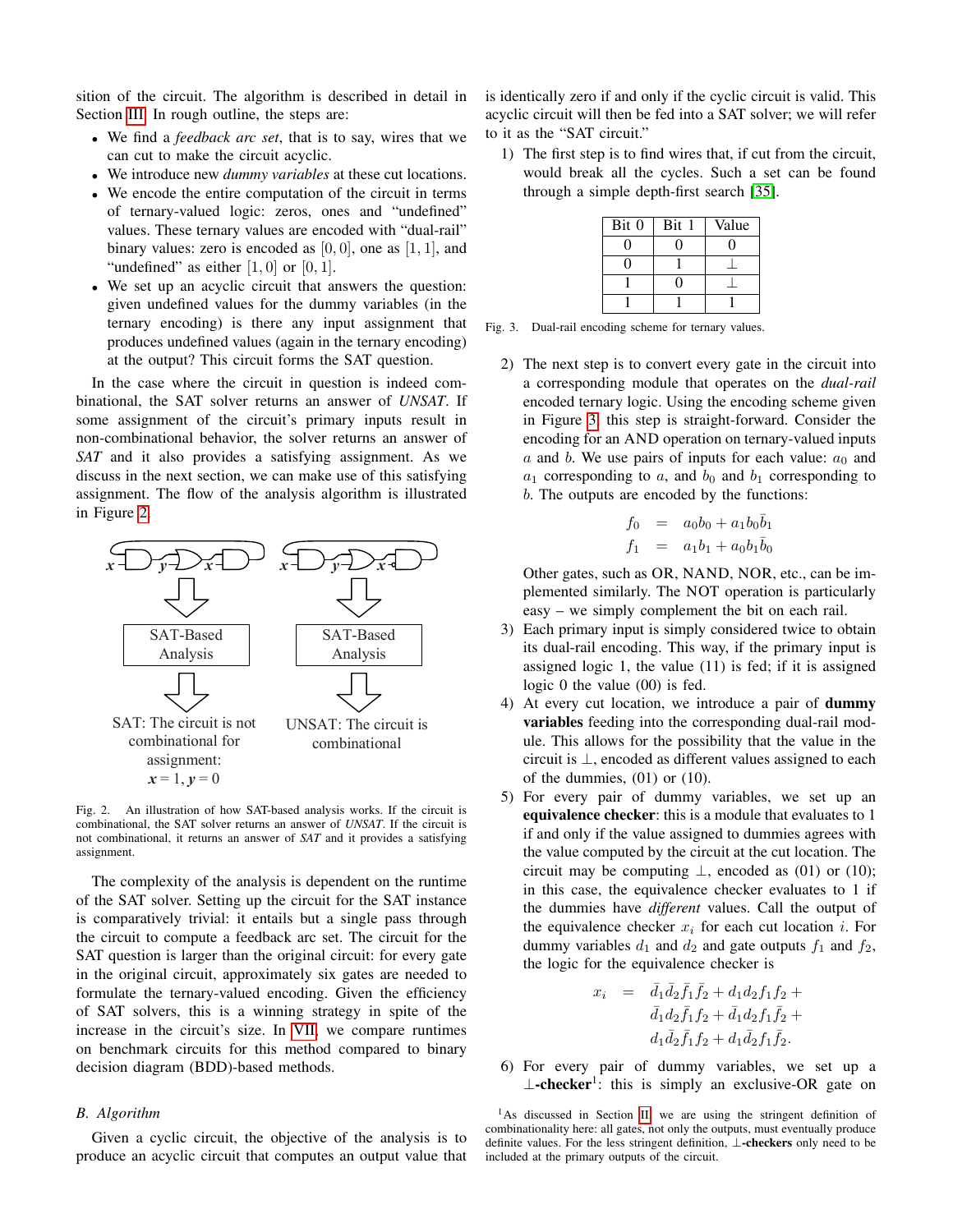sition of the circuit. The algorithm is described in detail in Section III. In rough outline, the steps are:

- We find a *feedback arc set*, that is to say, wires that we can cut to make the circuit acyclic.
- We introduce new *dummy variables* at these cut locations.
- We encode the entire computation of the circuit in terms of ternary-valued logic: zeros, ones and "undefined" values. These ternary values are encoded with "dual-rail" binary values: zero is encoded as $[0, 0]$, one as $[1, 1]$, and "undefined" as either $[1, 0]$ or $[0, 1]$.
- We set up an acyclic circuit that answers the question: given undefined values for the dummy variables (in the ternary encoding) is there any input assignment that produces undefined values (again in the ternary encoding) at the output? This circuit forms the SAT question.

In the case where the circuit in question is indeed combinational, the SAT solver returns an answer of *UNSAT*. If some assignment of the circuit's primary inputs result in non-combinational behavior, the solver returns an answer of *SAT* and it also provides a satisfying assignment. As we discuss in the next section, we can make use of this satisfying assignment. The flow of the analysis algorithm is illustrated in Figure 2.

SAT-Based Analysis → SAT: The circuit is not combinational for assignment: $x = 1, y = 0$

SAT-Based Analysis → UNSAT: The circuit is combinational

Fig. 2. An illustration of how SAT-based analysis works. If the circuit is combinational, the SAT solver returns an answer of *UNSAT*. If the circuit is not combinational, it returns an answer of *SAT* and it provides a satisfying assignment.

The complexity of the analysis is dependent on the runtime of the SAT solver. Setting up the circuit for the SAT instance is comparatively trivial: it entails but a single pass through the circuit to compute a feedback arc set. The circuit for the SAT question is larger than the original circuit: for every gate in the original circuit, approximately six gates are needed to formulate the ternary-valued encoding. Given the efficiency of SAT solvers, this is a winning strategy in spite of the increase in the circuit's size. In VII, we compare runtimes on benchmark circuits for this method compared to binary decision diagram (BDD)-based methods.

### B. Algorithm

Given a cyclic circuit, the objective of the analysis is to produce an acyclic circuit that computes an output value that is identically zero if and only if the cyclic circuit is valid. This acyclic circuit will then be fed into a SAT solver; we will refer to it as the "SAT circuit."

1) The first step is to find wires that, if cut from the circuit, would break all the cycles. Such a set can be found through a simple depth-first search [35].

| Bit 0 | Bit 1 | Value |
|---|---|---|
| 0 | 0 | 0 |
| 0 | 1 | $\perp$ |
| 1 | 0 | $\perp$ |
| 1 | 1 | 1 |

Fig. 3. Dual-rail encoding scheme for ternary values.

2) The next step is to convert every gate in the circuit into a corresponding module that operates on the *dual-rail* encoded ternary logic. Using the encoding scheme given in Figure 3, this step is straight-forward. Consider the encoding for an AND operation on ternary-valued inputs $a$ and $b$. We use pairs of inputs for each value: $a_0$ and $a_1$ corresponding to $a$, and $b_0$ and $b_1$ corresponding to $b$. The outputs are encoded by the functions:

$$\begin{aligned} f_0 &= a_0 b_0 + a_1 b_0 \bar{b}_1 \\ f_1 &= a_1 b_1 + a_0 b_1 \bar{b}_0 \end{aligned}$$

Other gates, such as OR, NAND, NOR, etc., can be implemented similarly. The NOT operation is particularly easy – we simply complement the bit on each rail.

3) Each primary input is simply considered twice to obtain its dual-rail encoding. This way, if the primary input is assigned logic 1, the value (11) is fed; if it is assigned logic 0 the value (00) is fed.

4) At every cut location, we introduce a pair of **dummy variables** feeding into the corresponding dual-rail module. This allows for the possibility that the value in the circuit is $\perp$, encoded as different values assigned to each of the dummies, (01) or (10).

5) For every pair of dummy variables, we set up an **equivalence checker**: this is a module that evaluates to 1 if and only if the value assigned to dummies agrees with the value computed by the circuit at the cut location. The circuit may be computing $\perp$, encoded as (01) or (10); in this case, the equivalence checker evaluates to 1 if the dummies have *different* values. Call the output of the equivalence checker $x_i$ for each cut location $i$. For dummy variables $d_1$ and $d_2$ and gate outputs $f_1$ and $f_2$, the logic for the equivalence checker is

$$\begin{aligned} x_i \;=\; & \bar{d}_1 \bar{d}_2 \bar{f}_1 \bar{f}_2 + d_1 d_2 f_1 f_2 + \\ & \bar{d}_1 d_2 \bar{f}_1 f_2 + \bar{d}_1 d_2 f_1 \bar{f}_2 + \\ & d_1 \bar{d}_2 \bar{f}_1 f_2 + d_1 \bar{d}_2 f_1 \bar{f}_2 . \end{aligned}$$

6) For every pair of dummy variables, we set up a $\perp$**-checker**[1]: this is simply an exclusive-OR gate on

[1]As discussed in Section II, we are using the stringent definition of combinationality here: all gates, not only the outputs, must eventually produce definite values. For the less stringent definition, $\perp$**-checkers** only need to be included at the primary outputs of the circuit.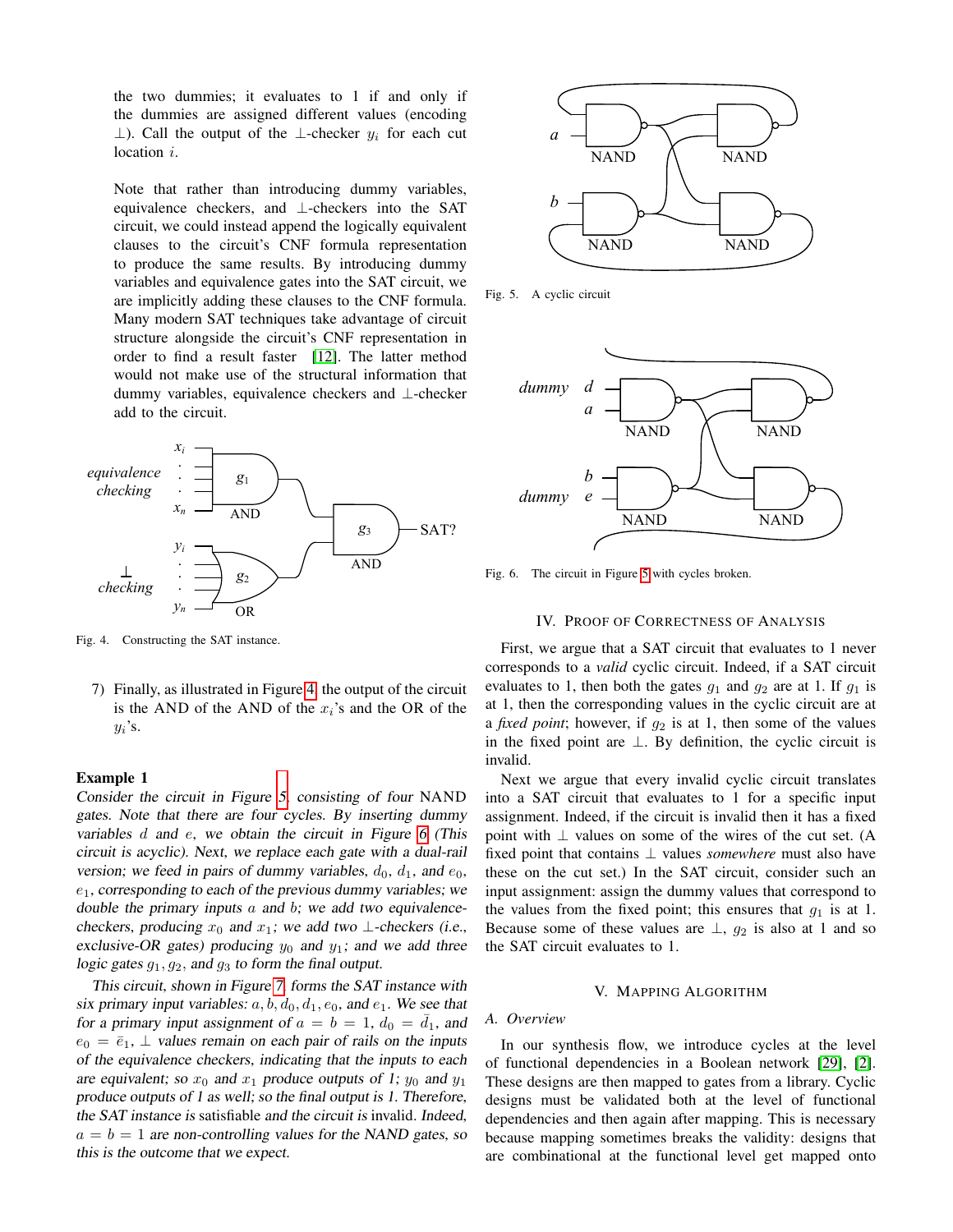the two dummies; it evaluates to 1 if and only if the dummies are assigned different values (encoding $\perp$). Call the output of the $\perp$-checker $y_i$ for each cut location $i$.

Note that rather than introducing dummy variables, equivalence checkers, and $\perp$-checkers into the SAT circuit, we could instead append the logically equivalent clauses to the circuit's CNF formula representation to produce the same results. By introducing dummy variables and equivalence gates into the SAT circuit, we are implicitly adding these clauses to the CNF formula. Many modern SAT techniques take advantage of circuit structure alongside the circuit's CNF representation in order to find a result faster [12]. The latter method would not make use of the structural information that dummy variables, equivalence checkers and $\perp$-checker add to the circuit.

Fig. 4. Constructing the SAT instance.

7) Finally, as illustrated in Figure 4, the output of the circuit is the AND of the AND of the $x_i$'s and the OR of the $y_i$'s.

**Example 1**

*Consider the circuit in Figure 5, consisting of four* NAND *gates. Note that there are four cycles. By inserting dummy variables $d$ and $e$, we obtain the circuit in Figure 6 (This circuit is acyclic). Next, we replace each gate with a dual-rail version; we feed in pairs of dummy variables, $d_0$, $d_1$, and $e_0$, $e_1$, corresponding to each of the previous dummy variables; we double the primary inputs $a$ and $b$; we add two equivalence-checkers, producing $x_0$ and $x_1$; we add two $\perp$-checkers (i.e., exclusive-OR gates) producing $y_0$ and $y_1$; and we add three logic gates $g_1, g_2$, and $g_3$ to form the final output.*

*This circuit, shown in Figure 7, forms the SAT instance with six primary input variables: $a, b, d_0, d_1, e_0,$ and $e_1$. We see that for a primary input assignment of $a = b = 1$, $d_0 = \bar{d}_1$, and $e_0 = \bar{e}_1$, $\perp$ values remain on each pair of rails on the inputs of the equivalence checkers, indicating that the inputs to each are equivalent; so $x_0$ and $x_1$ produce outputs of 1; $y_0$ and $y_1$ produce outputs of 1 as well; so the final output is 1. Therefore, the SAT instance is satisfiable and the circuit is invalid. Indeed, $a = b = 1$ are non-controlling values for the NAND gates, so this is the outcome that we expect.*

Fig. 5. A cyclic circuit

Fig. 6. The circuit in Figure 5 with cycles broken.

## IV. Proof of Correctness of Analysis

First, we argue that a SAT circuit that evaluates to 1 never corresponds to a *valid* cyclic circuit. Indeed, if a SAT circuit evaluates to 1, then both the gates $g_1$ and $g_2$ are at 1. If $g_1$ is at 1, then the corresponding values in the cyclic circuit are at a *fixed point*; however, if $g_2$ is at 1, then some of the values in the fixed point are $\perp$. By definition, the cyclic circuit is invalid.

Next we argue that every invalid cyclic circuit translates into a SAT circuit that evaluates to 1 for a specific input assignment. Indeed, if the circuit is invalid then it has a fixed point with $\perp$ values on some of the wires of the cut set. (A fixed point that contains $\perp$ values *somewhere* must also have these on the cut set.) In the SAT circuit, consider such an input assignment: assign the dummy values that correspond to the values from the fixed point; this ensures that $g_1$ is at 1. Because some of these values are $\perp$, $g_2$ is also at 1 and so the SAT circuit evaluates to 1.

## V. Mapping Algorithm

### A. Overview

In our synthesis flow, we introduce cycles at the level of functional dependencies in a Boolean network [29], [2]. These designs are then mapped to gates from a library. Cyclic designs must be validated both at the level of functional dependencies and then again after mapping. This is necessary because mapping sometimes breaks the validity: designs that are combinational at the functional level get mapped onto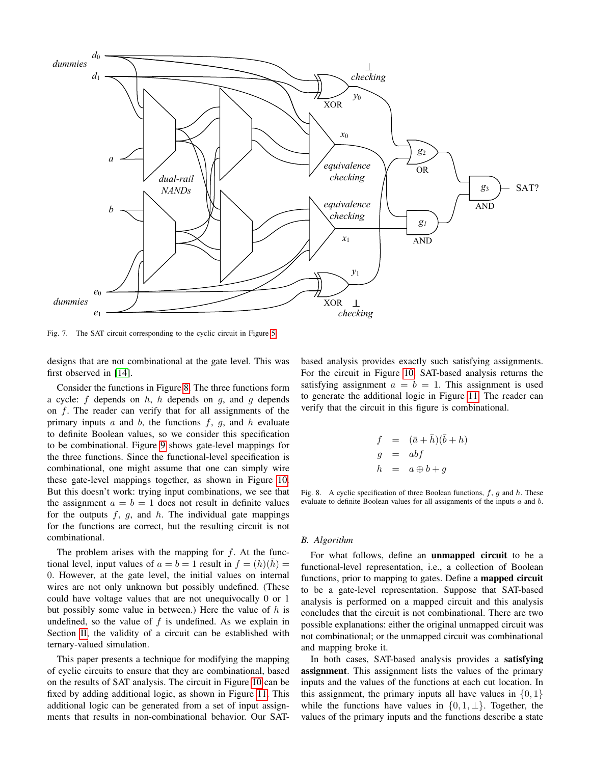Fig. 7. The SAT circuit corresponding to the cyclic circuit in Figure 5.

designs that are not combinational at the gate level. This was first observed in [14].

Consider the functions in Figure 8. The three functions form a cycle: $f$ depends on $h$, $h$ depends on $g$, and $g$ depends on $f$. The reader can verify that for all assignments of the primary inputs $a$ and $b$, the functions $f$, $g$, and $h$ evaluate to definite Boolean values, so we consider this specification to be combinational. Figure 9 shows gate-level mappings for the three functions. Since the functional-level specification is combinational, one might assume that one can simply wire these gate-level mappings together, as shown in Figure 10. But this doesn't work: trying input combinations, we see that the assignment $a = b = 1$ does not result in definite values for the outputs $f$, $g$, and $h$. The individual gate mappings for the functions are correct, but the resulting circuit is not combinational.

The problem arises with the mapping for $f$. At the functional level, input values of $a = b = 1$ result in $f = (h)(\bar{h}) = 0$. However, at the gate level, the initial values on internal wires are not only unknown but possibly undefined. (These could have voltage values that are not unequivocally 0 or 1 but possibly some value in between.) Here the value of $h$ is undefined, so the value of $f$ is undefined. As we explain in Section II, the validity of a circuit can be established with ternary-valued simulation.

This paper presents a technique for modifying the mapping of cyclic circuits to ensure that they are combinational, based on the results of SAT analysis. The circuit in Figure 10 can be fixed by adding additional logic, as shown in Figure 11. This additional logic can be generated from a set of input assignments that results in non-combinational behavior. Our SAT-based analysis provides exactly such satisfying assignments. For the circuit in Figure 10, SAT-based analysis returns the satisfying assignment $a = b = 1$. This assignment is used to generate the additional logic in Figure 11. The reader can verify that the circuit in this figure is combinational.

$$
\begin{aligned}
f &= (\bar{a} + \bar{h})(\bar{b} + h) \\
g &= abf \\
h &= a \oplus b + g
\end{aligned}
$$

Fig. 8. A cyclic specification of three Boolean functions, $f$, $g$ and $h$. These evaluate to definite Boolean values for all assignments of the inputs $a$ and $b$.

### B. Algorithm

For what follows, define an **unmapped circuit** to be a functional-level representation, i.e., a collection of Boolean functions, prior to mapping to gates. Define a **mapped circuit** to be a gate-level representation. Suppose that SAT-based analysis is performed on a mapped circuit and this analysis concludes that the circuit is not combinational. There are two possible explanations: either the original unmapped circuit was not combinational; or the unmapped circuit was combinational and mapping broke it.

In both cases, SAT-based analysis provides a **satisfying assignment**. This assignment lists the values of the primary inputs and the values of the functions at each cut location. In this assignment, the primary inputs all have values in $\{0, 1\}$ while the functions have values in $\{0, 1, \perp\}$. Together, the values of the primary inputs and the functions describe a state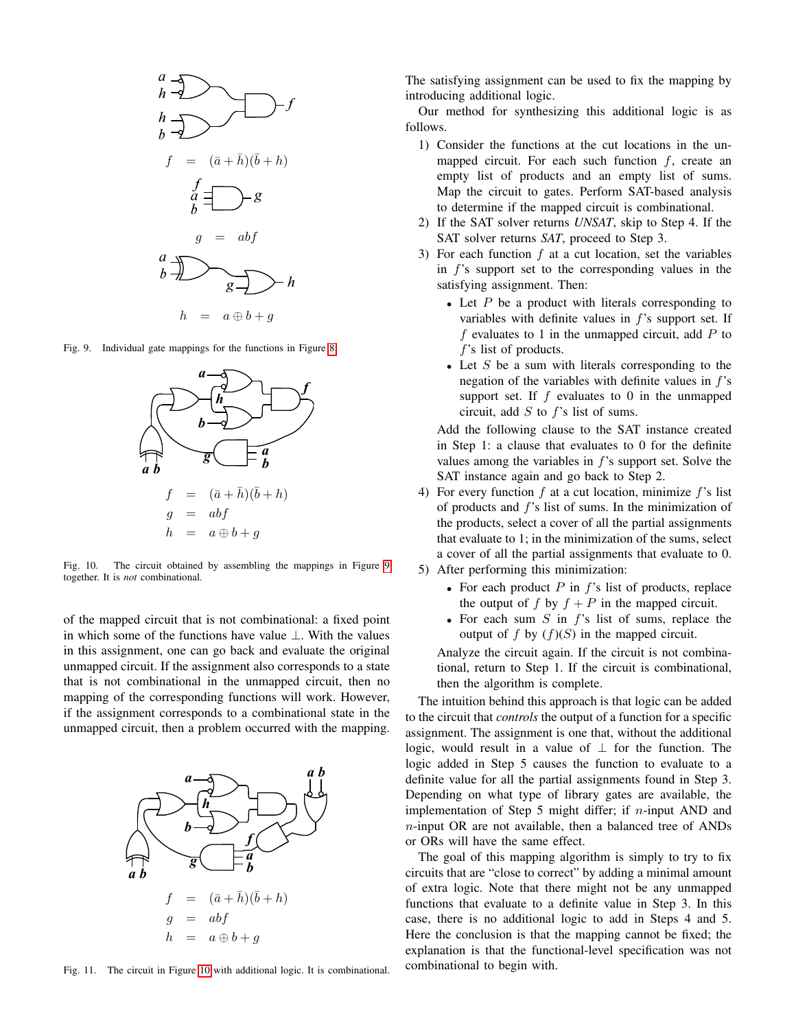$$f = (\bar{a} + \bar{h})(\bar{b} + h)$$

$$g = abf$$

$$h = a \oplus b + g$$

Fig. 9. Individual gate mappings for the functions in Figure 8.

$$f = (\bar{a} + \bar{h})(\bar{b} + h)$$
$$g = abf$$
$$h = a \oplus b + g$$

Fig. 10. The circuit obtained by assembling the mappings in Figure 9 together. It is *not* combinational.

of the mapped circuit that is not combinational: a fixed point in which some of the functions have value $\perp$. With the values in this assignment, one can go back and evaluate the original unmapped circuit. If the assignment also corresponds to a state that is not combinational in the unmapped circuit, then no mapping of the corresponding functions will work. However, if the assignment corresponds to a combinational state in the unmapped circuit, then a problem occurred with the mapping.

$$f = (\bar{a} + \bar{h})(\bar{b} + h)$$
$$g = abf$$
$$h = a \oplus b + g$$

Fig. 11. The circuit in Figure 10 with additional logic. It is combinational.

The satisfying assignment can be used to fix the mapping by introducing additional logic.

Our method for synthesizing this additional logic is as follows.

1) Consider the functions at the cut locations in the unmapped circuit. For each such function $f$, create an empty list of products and an empty list of sums. Map the circuit to gates. Perform SAT-based analysis to determine if the mapped circuit is combinational.
2) If the SAT solver returns *UNSAT*, skip to Step 4. If the SAT solver returns *SAT*, proceed to Step 3.
3) For each function $f$ at a cut location, set the variables in $f$'s support set to the corresponding values in the satisfying assignment. Then:
   - Let $P$ be a product with literals corresponding to variables with definite values in $f$'s support set. If $f$ evaluates to 1 in the unmapped circuit, add $P$ to $f$'s list of products.
   - Let $S$ be a sum with literals corresponding to the negation of the variables with definite values in $f$'s support set. If $f$ evaluates to 0 in the unmapped circuit, add $S$ to $f$'s list of sums.

   Add the following clause to the SAT instance created in Step 1: a clause that evaluates to 0 for the definite values among the variables in $f$'s support set. Solve the SAT instance again and go back to Step 2.
4) For every function $f$ at a cut location, minimize $f$'s list of products and $f$'s list of sums. In the minimization of the products, select a cover of all the partial assignments that evaluate to 1; in the minimization of the sums, select a cover of all the partial assignments that evaluate to 0.
5) After performing this minimization:
   - For each product $P$ in $f$'s list of products, replace the output of $f$ by $f + P$ in the mapped circuit.
   - For each sum $S$ in $f$'s list of sums, replace the output of $f$ by $(f)(S)$ in the mapped circuit.

   Analyze the circuit again. If the circuit is not combinational, return to Step 1. If the circuit is combinational, then the algorithm is complete.

The intuition behind this approach is that logic can be added to the circuit that *controls* the output of a function for a specific assignment. The assignment is one that, without the additional logic, would result in a value of $\perp$ for the function. The logic added in Step 5 causes the function to evaluate to a definite value for all the partial assignments found in Step 3. Depending on what type of library gates are available, the implementation of Step 5 might differ; if $n$-input AND and $n$-input OR are not available, then a balanced tree of ANDs or ORs will have the same effect.

The goal of this mapping algorithm is simply to try to fix circuits that are "close to correct" by adding a minimal amount of extra logic. Note that there might not be any unmapped functions that evaluate to a definite value in Step 3. In this case, there is no additional logic to add in Steps 4 and 5. Here the conclusion is that the mapping cannot be fixed; the explanation is that the functional-level specification was not combinational to begin with.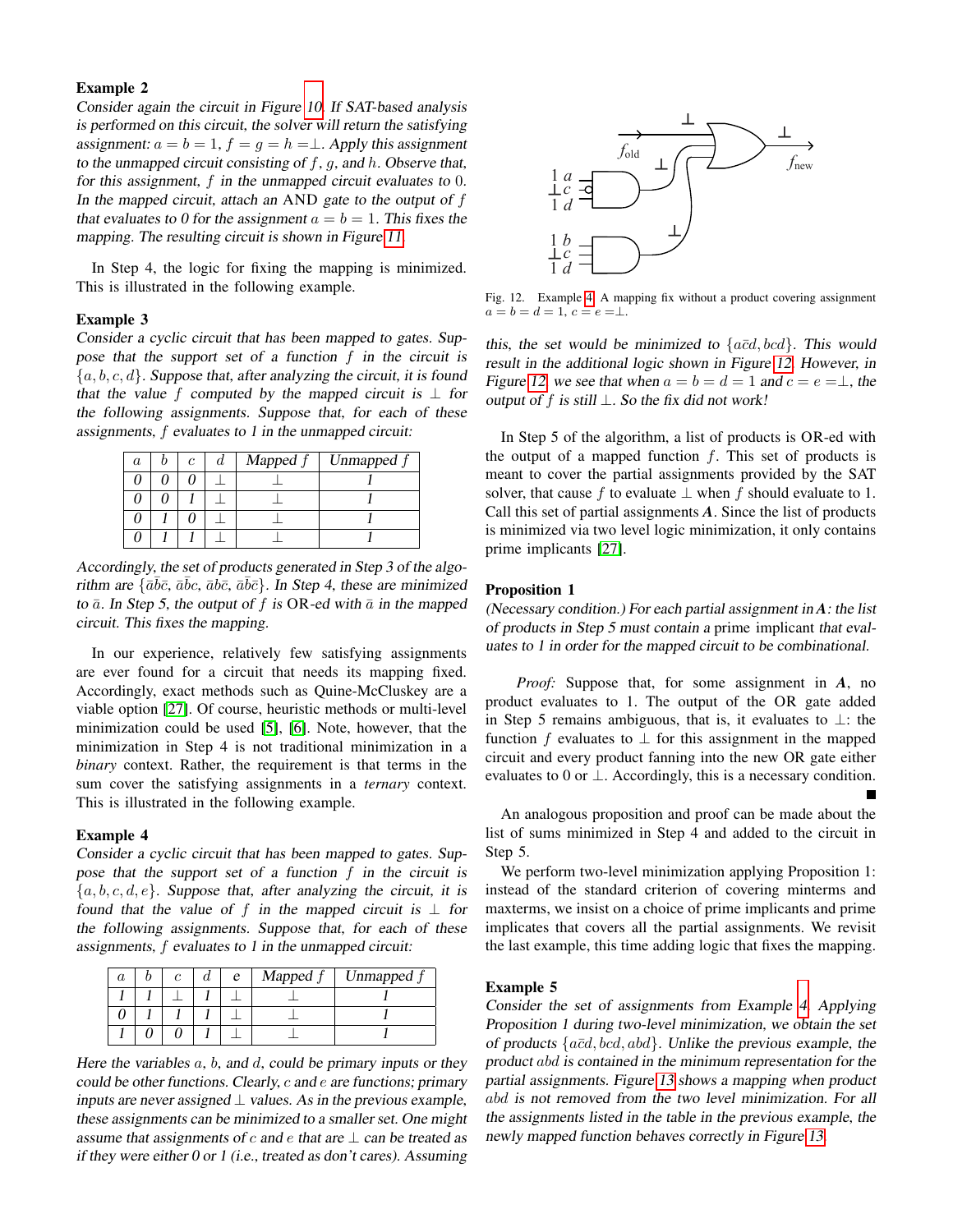**Example 2**

*Consider again the circuit in Figure 10. If SAT-based analysis is performed on this circuit, the solver will return the satisfying assignment: $a = b = 1$, $f = g = h = \perp$. Apply this assignment to the unmapped circuit consisting of $f$, $g$, and $h$. Observe that, for this assignment, $f$ in the unmapped circuit evaluates to 0. In the mapped circuit, attach an AND gate to the output of $f$ that evaluates to 0 for the assignment $a = b = 1$. This fixes the mapping. The resulting circuit is shown in Figure 11.*

In Step 4, the logic for fixing the mapping is minimized. This is illustrated in the following example.

**Example 3**

*Consider a cyclic circuit that has been mapped to gates. Suppose that the support set of a function $f$ in the circuit is $\{a, b, c, d\}$. Suppose that, after analyzing the circuit, it is found that the value $f$ computed by the mapped circuit is $\perp$ for the following assignments. Suppose that, for each of these assignments, $f$ evaluates to 1 in the unmapped circuit:*

| $a$ | $b$ | $c$ | $d$ | Mapped $f$ | Unmapped $f$ |
|---|---|---|---|---|---|
| 0 | 0 | 0 | $\perp$ | $\perp$ | 1 |
| 0 | 0 | 1 | $\perp$ | $\perp$ | 1 |
| 0 | 1 | 0 | $\perp$ | $\perp$ | 1 |
| 0 | 1 | 1 | $\perp$ | $\perp$ | 1 |

*Accordingly, the set of products generated in Step 3 of the algorithm are $\{\bar{a}\bar{b}\bar{c}$, $\bar{a}\bar{b}c$, $\bar{a}b\bar{c}$, $\bar{a}\bar{b}\bar{c}\}$. In Step 4, these are minimized to $\bar{a}$. In Step 5, the output of $f$ is OR-ed with $\bar{a}$ in the mapped circuit. This fixes the mapping.*

In our experience, relatively few satisfying assignments are ever found for a circuit that needs its mapping fixed. Accordingly, exact methods such as Quine-McCluskey are a viable option [27]. Of course, heuristic methods or multi-level minimization could be used [5], [6]. Note, however, that the minimization in Step 4 is not traditional minimization in a *binary* context. Rather, the requirement is that terms in the sum cover the satisfying assignments in a *ternary* context. This is illustrated in the following example.

**Example 4**

*Consider a cyclic circuit that has been mapped to gates. Suppose that the support set of a function $f$ in the circuit is $\{a, b, c, d, e\}$. Suppose that, after analyzing the circuit, it is found that the value of $f$ in the mapped circuit is $\perp$ for the following assignments. Suppose that, for each of these assignments, $f$ evaluates to 1 in the unmapped circuit:*

| $a$ | $b$ | $c$ | $d$ | e | Mapped $f$ | Unmapped $f$ |
|---|---|---|---|---|---|---|
| 1 | 1 | $\perp$ | 1 | $\perp$ | $\perp$ | 1 |
| 0 | 1 | 1 | 1 | $\perp$ | $\perp$ | 1 |
| 1 | 0 | 0 | 1 | $\perp$ | $\perp$ | 1 |

*Here the variables $a$, $b$, and $d$, could be primary inputs or they could be other functions. Clearly, $c$ and $e$ are functions; primary inputs are never assigned $\perp$ values. As in the previous example, these assignments can be minimized to a smaller set. One might assume that assignments of $c$ and $e$ that are $\perp$ can be treated as if they were either 0 or 1 (i.e., treated as don't cares). Assuming this, the set would be minimized to $\{a\bar{c}d, bcd\}$. This would result in the additional logic shown in Figure 12. However, in Figure 12, we see that when $a = b = d = 1$ and $c = e = \perp$, the output of $f$ is still $\perp$. So the fix did not work!*

Fig. 12. Example 4. A mapping fix without a product covering assignment $a = b = d = 1$, $c = e = \perp$.

In Step 5 of the algorithm, a list of products is OR-ed with the output of a mapped function $f$. This set of products is meant to cover the partial assignments provided by the SAT solver, that cause $f$ to evaluate $\perp$ when $f$ should evaluate to 1. Call this set of partial assignments $\boldsymbol{A}$. Since the list of products is minimized via two level logic minimization, it only contains prime implicants [27].

**Proposition 1**

*(Necessary condition.) For each partial assignment in $\boldsymbol{A}$: the list of products in Step 5 must contain a prime implicant that evaluates to 1 in order for the mapped circuit to be combinational.*

*Proof:* Suppose that, for some assignment in $\boldsymbol{A}$, no product evaluates to 1. The output of the OR gate added in Step 5 remains ambiguous, that is, it evaluates to $\perp$: the function $f$ evaluates to $\perp$ for this assignment in the mapped circuit and every product fanning into the new OR gate either evaluates to 0 or $\perp$. Accordingly, this is a necessary condition. ■

An analogous proposition and proof can be made about the list of sums minimized in Step 4 and added to the circuit in Step 5.

We perform two-level minimization applying Proposition 1: instead of the standard criterion of covering minterms and maxterms, we insist on a choice of prime implicants and prime implicates that covers all the partial assignments. We revisit the last example, this time adding logic that fixes the mapping.

**Example 5**

*Consider the set of assignments from Example 4. Applying Proposition 1 during two-level minimization, we obtain the set of products $\{a\bar{c}d, bcd, abd\}$. Unlike the previous example, the product $abd$ is contained in the minimum representation for the partial assignments. Figure 13 shows a mapping when product $abd$ is not removed from the two level minimization. For all the assignments listed in the table in the previous example, the newly mapped function behaves correctly in Figure 13.*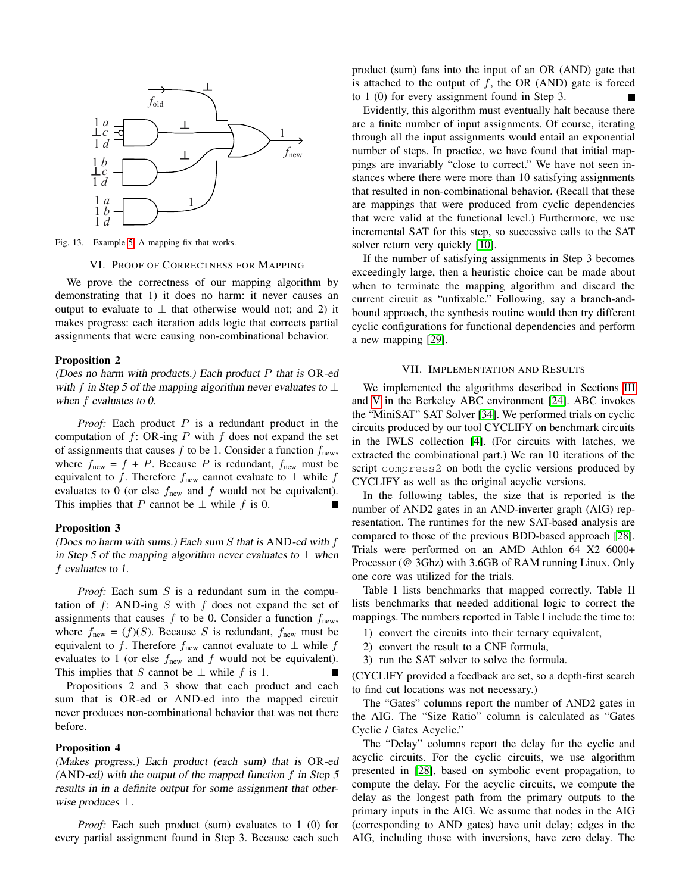Fig. 13. Example 5. A mapping fix that works.

## VI. Proof of Correctness for Mapping

We prove the correctness of our mapping algorithm by demonstrating that 1) it does no harm: it never causes an output to evaluate to $\perp$ that otherwise would not; and 2) it makes progress: each iteration adds logic that corrects partial assignments that were causing non-combinational behavior.

**Proposition 2**

*(Does no harm with products.) Each product $P$ that is OR-ed with $f$ in Step 5 of the mapping algorithm never evaluates to $\perp$ when $f$ evaluates to 0.*

*Proof:* Each product $P$ is a redundant product in the computation of $f$: OR-ing $P$ with $f$ does not expand the set of assignments that causes $f$ to be 1. Consider a function $f_{\text{new}}$, where $f_{\text{new}} = f + P$. Because $P$ is redundant, $f_{\text{new}}$ must be equivalent to $f$. Therefore $f_{\text{new}}$ cannot evaluate to $\perp$ while $f$ evaluates to 0 (or else $f_{\text{new}}$ and $f$ would not be equivalent). This implies that $P$ cannot be $\perp$ while $f$ is 0. ∎

**Proposition 3**

*(Does no harm with sums.) Each sum $S$ that is AND-ed with $f$ in Step 5 of the mapping algorithm never evaluates to $\perp$ when $f$ evaluates to 1.*

*Proof:* Each sum $S$ is a redundant sum in the computation of $f$: AND-ing $S$ with $f$ does not expand the set of assignments that causes $f$ to be 0. Consider a function $f_{\text{new}}$, where $f_{\text{new}} = (f)(S)$. Because $S$ is redundant, $f_{\text{new}}$ must be equivalent to $f$. Therefore $f_{\text{new}}$ cannot evaluate to $\perp$ while $f$ evaluates to 1 (or else $f_{\text{new}}$ and $f$ would not be equivalent). This implies that $S$ cannot be $\perp$ while $f$ is 1. ∎

Propositions 2 and 3 show that each product and each sum that is OR-ed or AND-ed into the mapped circuit never produces non-combinational behavior that was not there before.

**Proposition 4**

*(Makes progress.) Each product (each sum) that is OR-ed (AND-ed) with the output of the mapped function $f$ in Step 5 results in in a definite output for some assignment that otherwise produces $\perp$.*

*Proof:* Each such product (sum) evaluates to 1 (0) for every partial assignment found in Step 3. Because each such product (sum) fans into the input of an OR (AND) gate that is attached to the output of $f$, the OR (AND) gate is forced to 1 (0) for every assignment found in Step 3. ∎

Evidently, this algorithm must eventually halt because there are a finite number of input assignments. Of course, iterating through all the input assignments would entail an exponential number of steps. In practice, we have found that initial mappings are invariably "close to correct." We have not seen instances where there were more than 10 satisfying assignments that resulted in non-combinational behavior. (Recall that these are mappings that were produced from cyclic dependencies that were valid at the functional level.) Furthermore, we use incremental SAT for this step, so successive calls to the SAT solver return very quickly [10].

If the number of satisfying assignments in Step 3 becomes exceedingly large, then a heuristic choice can be made about when to terminate the mapping algorithm and discard the current circuit as "unfixable." Following, say a branch-and-bound approach, the synthesis routine would then try different cyclic configurations for functional dependencies and perform a new mapping [29].

## VII. Implementation and Results

We implemented the algorithms described in Sections III and V in the Berkeley ABC environment [24]. ABC invokes the "MiniSAT" SAT Solver [34]. We performed trials on cyclic circuits produced by our tool CYCLIFY on benchmark circuits in the IWLS collection [4]. (For circuits with latches, we extracted the combinational part.) We ran 10 iterations of the script `compress2` on both the cyclic versions produced by CYCLIFY as well as the original acyclic versions.

In the following tables, the size that is reported is the number of AND2 gates in an AND-inverter graph (AIG) representation. The runtimes for the new SAT-based analysis are compared to those of the previous BDD-based approach [28]. Trials were performed on an AMD Athlon 64 X2 6000+ Processor (@ 3Ghz) with 3.6GB of RAM running Linux. Only one core was utilized for the trials.

Table I lists benchmarks that mapped correctly. Table II lists benchmarks that needed additional logic to correct the mappings. The numbers reported in Table I include the time to:

1) convert the circuits into their ternary equivalent,
2) convert the result to a CNF formula,
3) run the SAT solver to solve the formula.

(CYCLIFY provided a feedback arc set, so a depth-first search to find cut locations was not necessary.)

The "Gates" columns report the number of AND2 gates in the AIG. The "Size Ratio" column is calculated as "Gates Cyclic / Gates Acyclic."

The "Delay" columns report the delay for the cyclic and acyclic circuits. For the cyclic circuits, we use algorithm presented in [28], based on symbolic event propagation, to compute the delay. For the acyclic circuits, we compute the delay as the longest path from the primary outputs to the primary inputs in the AIG. We assume that nodes in the AIG (corresponding to AND gates) have unit delay; edges in the AIG, including those with inversions, have zero delay. The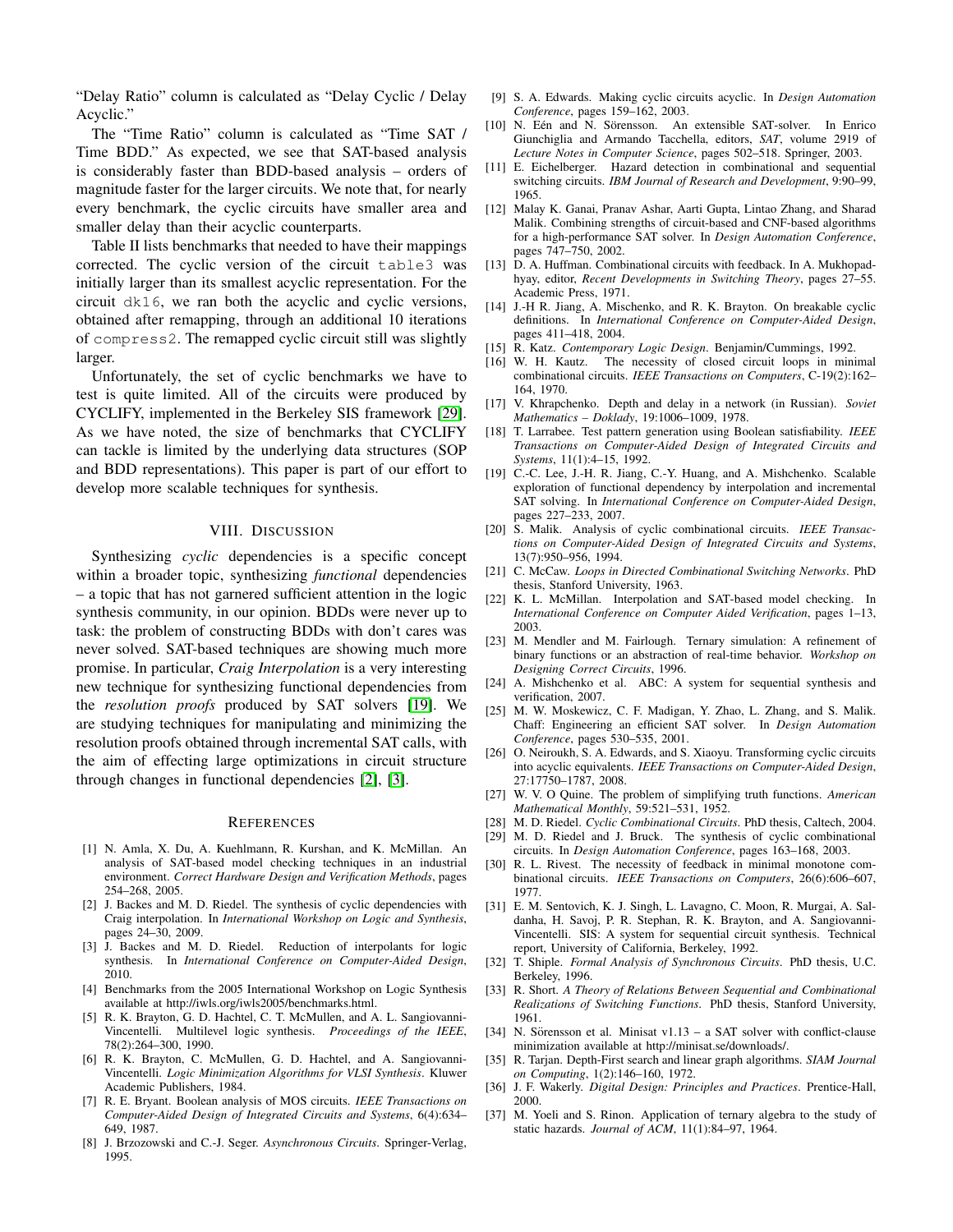"Delay Ratio" column is calculated as "Delay Cyclic / Delay Acyclic."

The "Time Ratio" column is calculated as "Time SAT / Time BDD." As expected, we see that SAT-based analysis is considerably faster than BDD-based analysis – orders of magnitude faster for the larger circuits. We note that, for nearly every benchmark, the cyclic circuits have smaller area and smaller delay than their acyclic counterparts.

Table II lists benchmarks that needed to have their mappings corrected. The cyclic version of the circuit `table3` was initially larger than its smallest acyclic representation. For the circuit `dk16`, we ran both the acyclic and cyclic versions, obtained after remapping, through an additional 10 iterations of `compress2`. The remapped cyclic circuit still was slightly larger.

Unfortunately, the set of cyclic benchmarks we have to test is quite limited. All of the circuits were produced by CYCLIFY, implemented in the Berkeley SIS framework [29]. As we have noted, the size of benchmarks that CYCLIFY can tackle is limited by the underlying data structures (SOP and BDD representations). This paper is part of our effort to develop more scalable techniques for synthesis.

## VIII. Discussion

Synthesizing *cyclic* dependencies is a specific concept within a broader topic, synthesizing *functional* dependencies – a topic that has not garnered sufficient attention in the logic synthesis community, in our opinion. BDDs were never up to task: the problem of constructing BDDs with don't cares was never solved. SAT-based techniques are showing much more promise. In particular, *Craig Interpolation* is a very interesting new technique for synthesizing functional dependencies from the *resolution proofs* produced by SAT solvers [19]. We are studying techniques for manipulating and minimizing the resolution proofs obtained through incremental SAT calls, with the aim of effecting large optimizations in circuit structure through changes in functional dependencies [2], [3].

## References

[1] N. Amla, X. Du, A. Kuehlmann, R. Kurshan, and K. McMillan. An analysis of SAT-based model checking techniques in an industrial environment. *Correct Hardware Design and Verification Methods*, pages 254–268, 2005.

[2] J. Backes and M. D. Riedel. The synthesis of cyclic dependencies with Craig interpolation. In *International Workshop on Logic and Synthesis*, pages 24–30, 2009.

[3] J. Backes and M. D. Riedel. Reduction of interpolants for logic synthesis. In *International Conference on Computer-Aided Design*, 2010.

[4] Benchmarks from the 2005 International Workshop on Logic Synthesis available at http://iwls.org/iwls2005/benchmarks.html.

[5] R. K. Brayton, G. D. Hachtel, C. T. McMullen, and A. L. Sangiovanni-Vincentelli. Multilevel logic synthesis. *Proceedings of the IEEE*, 78(2):264–300, 1990.

[6] R. K. Brayton, C. McMullen, G. D. Hachtel, and A. Sangiovanni-Vincentelli. *Logic Minimization Algorithms for VLSI Synthesis*. Kluwer Academic Publishers, 1984.

[7] R. E. Bryant. Boolean analysis of MOS circuits. *IEEE Transactions on Computer-Aided Design of Integrated Circuits and Systems*, 6(4):634–649, 1987.

[8] J. Brzozowski and C.-J. Seger. *Asynchronous Circuits*. Springer-Verlag, 1995.

[9] S. A. Edwards. Making cyclic circuits acyclic. In *Design Automation Conference*, pages 159–162, 2003.

[10] N. Eén and N. Sörensson. An extensible SAT-solver. In Enrico Giunchiglia and Armando Tacchella, editors, *SAT*, volume 2919 of *Lecture Notes in Computer Science*, pages 502–518. Springer, 2003.

[11] E. Eichelberger. Hazard detection in combinational and sequential switching circuits. *IBM Journal of Research and Development*, 9:90–99, 1965.

[12] Malay K. Ganai, Pranav Ashar, Aarti Gupta, Lintao Zhang, and Sharad Malik. Combining strengths of circuit-based and CNF-based algorithms for a high-performance SAT solver. In *Design Automation Conference*, pages 747–750, 2002.

[13] D. A. Huffman. Combinational circuits with feedback. In A. Mukhopadhyay, editor, *Recent Developments in Switching Theory*, pages 27–55. Academic Press, 1971.

[14] J.-H R. Jiang, A. Mischenko, and R. K. Brayton. On breakable cyclic definitions. In *International Conference on Computer-Aided Design*, pages 411–418, 2004.

[15] R. Katz. *Contemporary Logic Design*. Benjamin/Cummings, 1992.

[16] W. H. Kautz. The necessity of closed circuit loops in minimal combinational circuits. *IEEE Transactions on Computers*, C-19(2):162–164, 1970.

[17] V. Khrapchenko. Depth and delay in a network (in Russian). *Soviet Mathematics – Doklady*, 19:1006–1009, 1978.

[18] T. Larrabee. Test pattern generation using Boolean satisfiability. *IEEE Transactions on Computer-Aided Design of Integrated Circuits and Systems*, 11(1):4–15, 1992.

[19] C.-C. Lee, J.-H. R. Jiang, C.-Y. Huang, and A. Mishchenko. Scalable exploration of functional dependency by interpolation and incremental SAT solving. In *International Conference on Computer-Aided Design*, pages 227–233, 2007.

[20] S. Malik. Analysis of cyclic combinational circuits. *IEEE Transactions on Computer-Aided Design of Integrated Circuits and Systems*, 13(7):950–956, 1994.

[21] C. McCaw. *Loops in Directed Combinational Switching Networks*. PhD thesis, Stanford University, 1963.

[22] K. L. McMillan. Interpolation and SAT-based model checking. In *International Conference on Computer Aided Verification*, pages 1–13, 2003.

[23] M. Mendler and M. Fairlough. Ternary simulation: A refinement of binary functions or an abstraction of real-time behavior. *Workshop on Designing Correct Circuits*, 1996.

[24] A. Mishchenko et al. ABC: A system for sequential synthesis and verification, 2007.

[25] M. W. Moskewicz, C. F. Madigan, Y. Zhao, L. Zhang, and S. Malik. Chaff: Engineering an efficient SAT solver. In *Design Automation Conference*, pages 530–535, 2001.

[26] O. Neiroukh, S. A. Edwards, and S. Xiaoyu. Transforming cyclic circuits into acyclic equivalents. *IEEE Transactions on Computer-Aided Design*, 27:17750–1787, 2008.

[27] W. V. O Quine. The problem of simplifying truth functions. *American Mathematical Monthly*, 59:521–531, 1952.

[28] M. D. Riedel. *Cyclic Combinational Circuits*. PhD thesis, Caltech, 2004.

[29] M. D. Riedel and J. Bruck. The synthesis of cyclic combinational circuits. In *Design Automation Conference*, pages 163–168, 2003.

[30] R. L. Rivest. The necessity of feedback in minimal monotone combinational circuits. *IEEE Transactions on Computers*, 26(6):606–607, 1977.

[31] E. M. Sentovich, K. J. Singh, L. Lavagno, C. Moon, R. Murgai, A. Saldanha, H. Savoj, P. R. Stephan, R. K. Brayton, and A. Sangiovanni-Vincentelli. SIS: A system for sequential circuit synthesis. Technical report, University of California, Berkeley, 1992.

[32] T. Shiple. *Formal Analysis of Synchronous Circuits*. PhD thesis, U.C. Berkeley, 1996.

[33] R. Short. *A Theory of Relations Between Sequential and Combinational Realizations of Switching Functions*. PhD thesis, Stanford University, 1961.

[34] N. Sörensson et al. Minisat v1.13 – a SAT solver with conflict-clause minimization available at http://minisat.se/downloads/.

[35] R. Tarjan. Depth-First search and linear graph algorithms. *SIAM Journal on Computing*, 1(2):146–160, 1972.

[36] J. F. Wakerly. *Digital Design: Principles and Practices*. Prentice-Hall, 2000.

[37] M. Yoeli and S. Rinon. Application of ternary algebra to the study of static hazards. *Journal of ACM*, 11(1):84–97, 1964.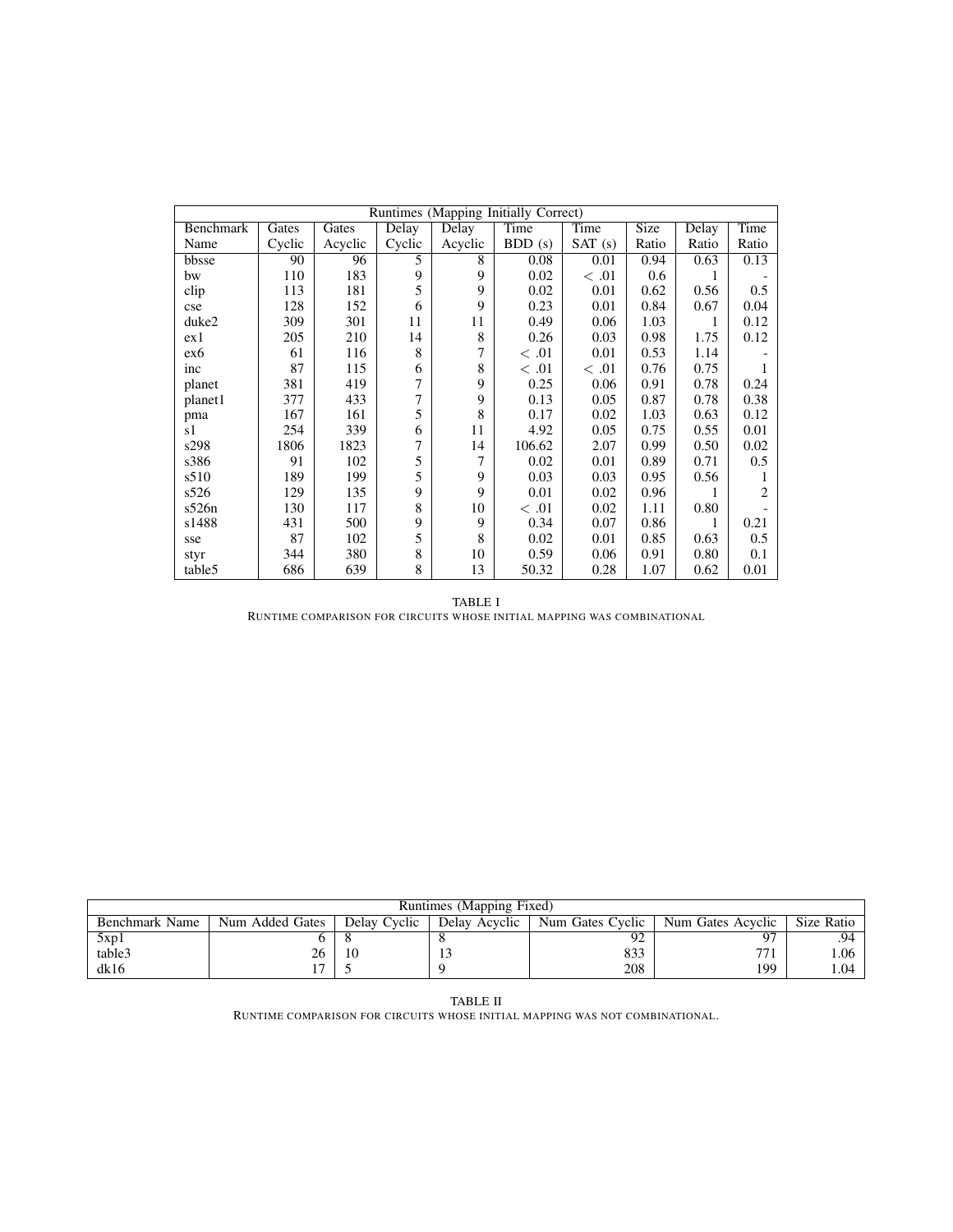| Runtimes (Mapping Initially Correct) | | | | | | | | | |
|---|---|---|---|---|---|---|---|---|---|
| Benchmark Name | Gates Cyclic | Gates Acyclic | Delay Cyclic | Delay Acyclic | Time BDD (s) | Time SAT (s) | Size Ratio | Delay Ratio | Time Ratio |
| bbsse | 90 | 96 | 5 | 8 | 0.08 | 0.01 | 0.94 | 0.63 | 0.13 |
| bw | 110 | 183 | 9 | 9 | 0.02 | $< .01$ | 0.6 | 1 | - |
| clip | 113 | 181 | 5 | 9 | 0.02 | 0.01 | 0.62 | 0.56 | 0.5 |
| cse | 128 | 152 | 6 | 9 | 0.23 | 0.01 | 0.84 | 0.67 | 0.04 |
| duke2 | 309 | 301 | 11 | 11 | 0.49 | 0.06 | 1.03 | 1 | 0.12 |
| ex1 | 205 | 210 | 14 | 8 | 0.26 | 0.03 | 0.98 | 1.75 | 0.12 |
| ex6 | 61 | 116 | 8 | 7 | $< .01$ | 0.01 | 0.53 | 1.14 | - |
| inc | 87 | 115 | 6 | 8 | $< .01$ | $< .01$ | 0.76 | 0.75 | 1 |
| planet | 381 | 419 | 7 | 9 | 0.25 | 0.06 | 0.91 | 0.78 | 0.24 |
| planet1 | 377 | 433 | 7 | 9 | 0.13 | 0.05 | 0.87 | 0.78 | 0.38 |
| pma | 167 | 161 | 5 | 8 | 0.17 | 0.02 | 1.03 | 0.63 | 0.12 |
| s1 | 254 | 339 | 6 | 11 | 4.92 | 0.05 | 0.75 | 0.55 | 0.01 |
| s298 | 1806 | 1823 | 7 | 14 | 106.62 | 2.07 | 0.99 | 0.50 | 0.02 |
| s386 | 91 | 102 | 5 | 7 | 0.02 | 0.01 | 0.89 | 0.71 | 0.5 |
| s510 | 189 | 199 | 5 | 9 | 0.03 | 0.03 | 0.95 | 0.56 | 1 |
| s526 | 129 | 135 | 9 | 9 | 0.01 | 0.02 | 0.96 | 1 | 2 |
| s526n | 130 | 117 | 8 | 10 | $< .01$ | 0.02 | 1.11 | 0.80 | - |
| s1488 | 431 | 500 | 9 | 9 | 0.34 | 0.07 | 0.86 | 1 | 0.21 |
| sse | 87 | 102 | 5 | 8 | 0.02 | 0.01 | 0.85 | 0.63 | 0.5 |
| styr | 344 | 380 | 8 | 10 | 0.59 | 0.06 | 0.91 | 0.80 | 0.1 |
| table5 | 686 | 639 | 8 | 13 | 50.32 | 0.28 | 1.07 | 0.62 | 0.01 |

TABLE I
RUNTIME COMPARISON FOR CIRCUITS WHOSE INITIAL MAPPING WAS COMBINATIONAL

| Runtimes (Mapping Fixed) | | | | | | |
|---|---|---|---|---|---|---|
| Benchmark Name | Num Added Gates | Delay Cyclic | Delay Acyclic | Num Gates Cyclic | Num Gates Acyclic | Size Ratio |
| 5xp1 | 6 | 8 | 8 | 92 | 97 | .94 |
| table3 | 26 | 10 | 13 | 833 | 771 | 1.06 |
| dk16 | 17 | 5 | 9 | 208 | 199 | 1.04 |

TABLE II
RUNTIME COMPARISON FOR CIRCUITS WHOSE INITIAL MAPPING WAS NOT COMBINATIONAL.